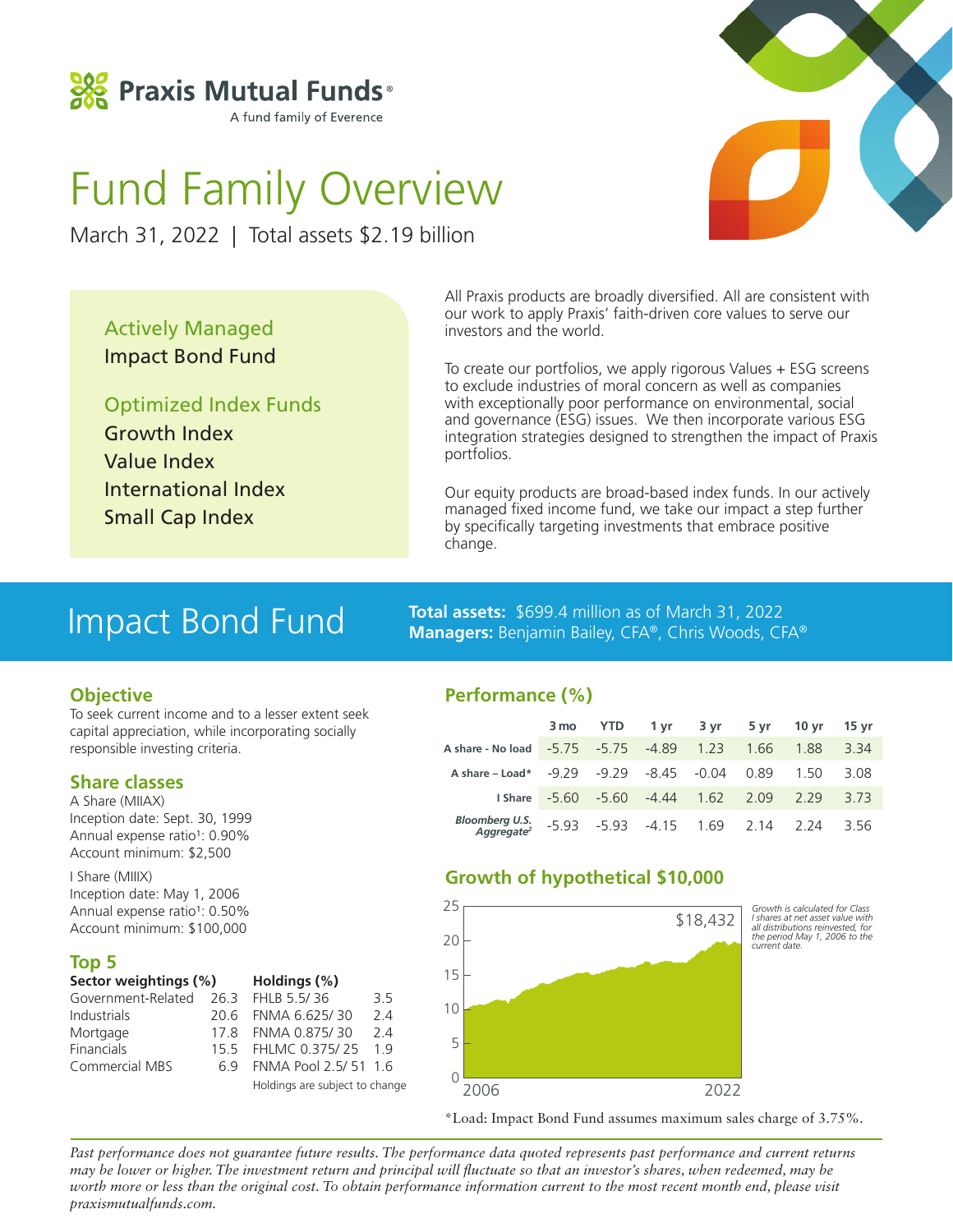**Praxis Mutual Funds®**
A fund family of Everence

# Fund Family Overview

March 31, 2022 | Total assets $2.19 billion

**Actively Managed**
Impact Bond Fund

**Optimized Index Funds**
Growth Index
Value Index
International Index
Small Cap Index

All Praxis products are broadly diversified. All are consistent with our work to apply Praxis' faith-driven core values to serve our investors and the world.

To create our portfolios, we apply rigorous Values + ESG screens to exclude industries of moral concern as well as companies with exceptionally poor performance on environmental, social and governance (ESG) issues. We then incorporate various ESG integration strategies designed to strengthen the impact of Praxis portfolios.

Our equity products are broad-based index funds. In our actively managed fixed income fund, we take our impact a step further by specifically targeting investments that embrace positive change.

## Impact Bond Fund

**Total assets:** $699.4 million as of March 31, 2022
**Managers:** Benjamin Bailey, CFA®, Chris Woods, CFA®

### Objective

To seek current income and to a lesser extent seek capital appreciation, while incorporating socially responsible investing criteria.

### Share classes

A Share (MIIAX)
Inception date: Sept. 30, 1999
Annual expense ratio[1]: 0.90%
Account minimum: $2,500

I Share (MIIIX)
Inception date: May 1, 2006
Annual expense ratio[1]: 0.50%
Account minimum: $100,000

### Top 5

| Sector weightings (%) | | Holdings (%) | |
|---|---|---|---|
| Government-Related | 26.3 | FHLB 5.5/ 36 | 3.5 |
| Industrials | 20.6 | FNMA 6.625/ 30 | 2.4 |
| Mortgage | 17.8 | FNMA 0.875/ 30 | 2.4 |
| Financials | 15.5 | FHLMC 0.375/ 25 | 1.9 |
| Commercial MBS | 6.9 | FNMA Pool 2.5/ 51 | 1.6 |

Holdings are subject to change

### Performance (%)

| | 3 mo | YTD | 1 yr | 3 yr | 5 yr | 10 yr | 15 yr |
|---|---|---|---|---|---|---|---|
| A share - No load | -5.75 | -5.75 | -4.89 | 1.23 | 1.66 | 1.88 | 3.34 |
| A share – Load* | -9.29 | -9.29 | -8.45 | -0.04 | 0.89 | 1.50 | 3.08 |
| I Share | -5.60 | -5.60 | -4.44 | 1.62 | 2.09 | 2.29 | 3.73 |
| *Bloomberg U.S. Aggregate*[2] | -5.93 | -5.93 | -4.15 | 1.69 | 2.14 | 2.24 | 3.56 |

### Growth of hypothetical $10,000

$18,432

*Growth is calculated for Class I shares at net asset value with all distributions reinvested, for the period May 1, 2006 to the current date.*

*Load: Impact Bond Fund assumes maximum sales charge of 3.75%.

*Past performance does not guarantee future results. The performance data quoted represents past performance and current returns may be lower or higher. The investment return and principal will fluctuate so that an investor's shares, when redeemed, may be worth more or less than the original cost. To obtain performance information current to the most recent month end, please visit praxismutualfunds.com.*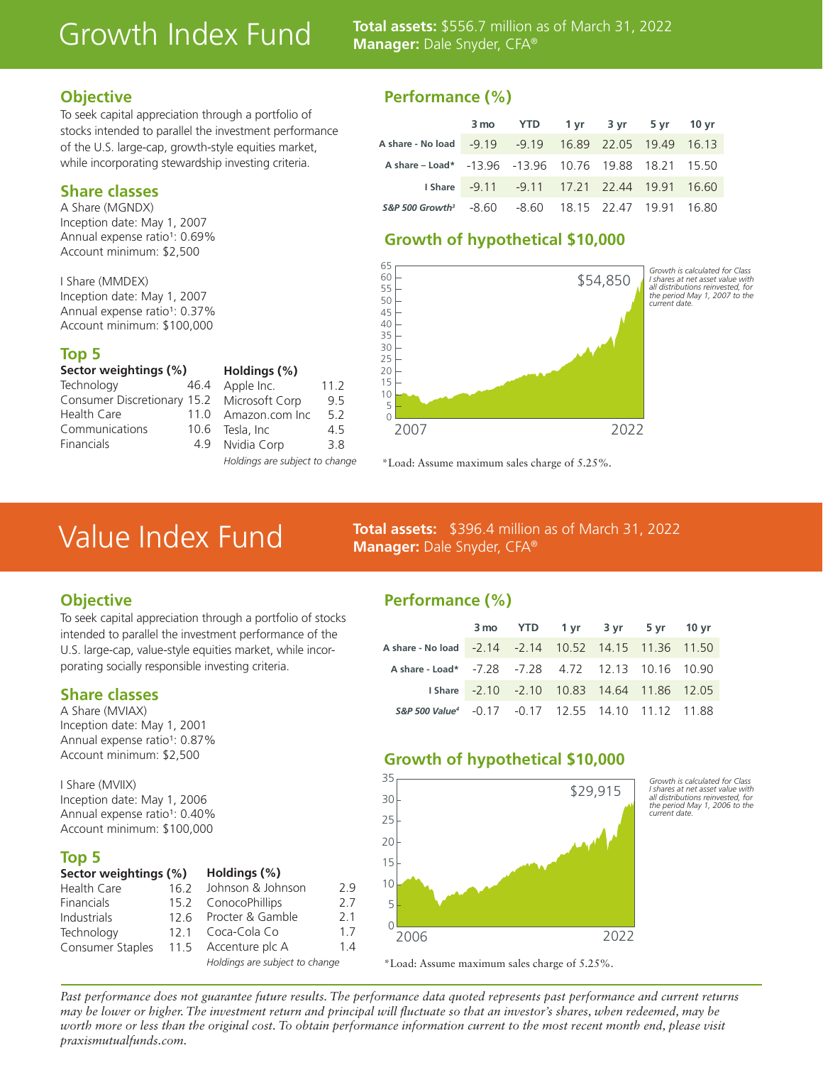# Growth Index Fund

**Total assets:** $556.7 million as of March 31, 2022
**Manager:** Dale Snyder, CFA®

## Objective

To seek capital appreciation through a portfolio of stocks intended to parallel the investment performance of the U.S. large-cap, growth-style equities market, while incorporating stewardship investing criteria.

## Share classes

A Share (MGNDX)
Inception date: May 1, 2007
Annual expense ratio[1]: 0.69%
Account minimum: $2,500

I Share (MMDEX)
Inception date: May 1, 2007
Annual expense ratio[1]: 0.37%
Account minimum: $100,000

## Top 5

| Sector weightings (%) | |
|---|---|
| Technology | 46.4 |
| Consumer Discretionary | 15.2 |
| Health Care | 11.0 |
| Communications | 10.6 |
| Financials | 4.9 |

| Holdings (%) | |
|---|---|
| Apple Inc. | 11.2 |
| Microsoft Corp | 9.5 |
| Amazon.com Inc | 5.2 |
| Tesla, Inc | 4.5 |
| Nvidia Corp | 3.8 |

*Holdings are subject to change*

## Performance (%)

| | 3 mo | YTD | 1 yr | 3 yr | 5 yr | 10 yr |
|---|---|---|---|---|---|---|
| A share - No load | -9.19 | -9.19 | 16.89 | 22.05 | 19.49 | 16.13 |
| A share – Load* | -13.96 | -13.96 | 10.76 | 19.88 | 18.21 | 15.50 |
| I Share | -9.11 | -9.11 | 17.21 | 22.44 | 19.91 | 16.60 |
| *S&P 500 Growth[3]* | -8.60 | -8.60 | 18.15 | 22.47 | 19.91 | 16.80 |

## Growth of hypothetical $10,000

$54,850

*Growth is calculated for Class I shares at net asset value with all distributions reinvested, for the period May 1, 2007 to the current date.*

*Load: Assume maximum sales charge of 5.25%.

# Value Index Fund

**Total assets:** $396.4 million as of March 31, 2022
**Manager:** Dale Snyder, CFA®

## Objective

To seek capital appreciation through a portfolio of stocks intended to parallel the investment performance of the U.S. large-cap, value-style equities market, while incorporating socially responsible investing criteria.

## Share classes

A Share (MVIAX)
Inception date: May 1, 2001
Annual expense ratio[1]: 0.87%
Account minimum: $2,500

I Share (MVIIX)
Inception date: May 1, 2006
Annual expense ratio[1]: 0.40%
Account minimum: $100,000

## Top 5

| Sector weightings (%) | |
|---|---|
| Health Care | 16.2 |
| Financials | 15.2 |
| Industrials | 12.6 |
| Technology | 12.1 |
| Consumer Staples | 11.5 |

| Holdings (%) | |
|---|---|
| Johnson & Johnson | 2.9 |
| ConocoPhillips | 2.7 |
| Procter & Gamble | 2.1 |
| Coca-Cola Co | 1.7 |
| Accenture plc A | 1.4 |

*Holdings are subject to change*

## Performance (%)

| | 3 mo | YTD | 1 yr | 3 yr | 5 yr | 10 yr |
|---|---|---|---|---|---|---|
| A share - No load | -2.14 | -2.14 | 10.52 | 14.15 | 11.36 | 11.50 |
| A share - Load* | -7.28 | -7.28 | 4.72 | 12.13 | 10.16 | 10.90 |
| I Share | -2.10 | -2.10 | 10.83 | 14.64 | 11.86 | 12.05 |
| *S&P 500 Value[4]* | -0.17 | -0.17 | 12.55 | 14.10 | 11.12 | 11.88 |

## Growth of hypothetical $10,000

$29,915

*Growth is calculated for Class I shares at net asset value with all distributions reinvested, for the period May 1, 2006 to the current date.*

*Load: Assume maximum sales charge of 5.25%.

*Past performance does not guarantee future results. The performance data quoted represents past performance and current returns may be lower or higher. The investment return and principal will fluctuate so that an investor's shares, when redeemed, may be worth more or less than the original cost. To obtain performance information current to the most recent month end, please visit praxismutualfunds.com.*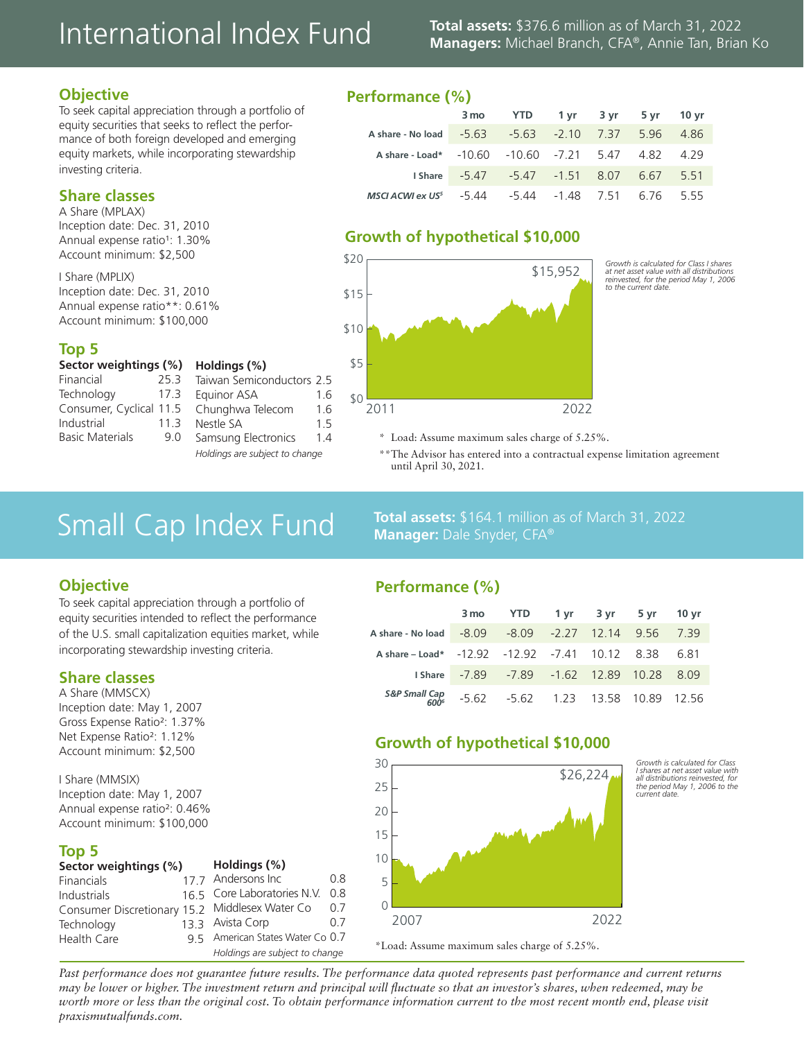# International Index Fund

**Total assets:** $376.6 million as of March 31, 2022
**Managers:** Michael Branch, CFA®, Annie Tan, Brian Ko

## Objective

To seek capital appreciation through a portfolio of equity securities that seeks to reflect the performance of both foreign developed and emerging equity markets, while incorporating stewardship investing criteria.

## Share classes

A Share (MPLAX)
Inception date: Dec. 31, 2010
Annual expense ratio[1]: 1.30%
Account minimum: $2,500

I Share (MPLIX)
Inception date: Dec. 31, 2010
Annual expense ratio**: 0.61%
Account minimum: $100,000

## Top 5

| Sector weightings (%) | |
|---|---|
| Financial | 25.3 |
| Technology | 17.3 |
| Consumer, Cyclical | 11.5 |
| Industrial | 11.3 |
| Basic Materials | 9.0 |

| Holdings (%) | |
|---|---|
| Taiwan Semiconductors | 2.5 |
| Equinor ASA | 1.6 |
| Chunghwa Telecom | 1.6 |
| Nestle SA | 1.5 |
| Samsung Electronics | 1.4 |

*Holdings are subject to change*

## Performance (%)

| | 3 mo | YTD | 1 yr | 3 yr | 5 yr | 10 yr |
|---|---|---|---|---|---|---|
| A share - No load | -5.63 | -5.63 | -2.10 | 7.37 | 5.96 | 4.86 |
| A share - Load* | -10.60 | -10.60 | -7.21 | 5.47 | 4.82 | 4.29 |
| I Share | -5.47 | -5.47 | -1.51 | 8.07 | 6.67 | 5.51 |
| *MSCI ACWI ex US*[5] | -5.44 | -5.44 | -1.48 | 7.51 | 6.76 | 5.55 |

## Growth of hypothetical $10,000

$15,952

*Growth is calculated for Class I shares at net asset value with all distributions reinvested, for the period May 1, 2006 to the current date.*

\* Load: Assume maximum sales charge of 5.25%.

** The Advisor has entered into a contractual expense limitation agreement until April 30, 2021.

# Small Cap Index Fund

**Total assets:** $164.1 million as of March 31, 2022
**Manager:** Dale Snyder, CFA®

## Objective

To seek capital appreciation through a portfolio of equity securities intended to reflect the performance of the U.S. small capitalization equities market, while incorporating stewardship investing criteria.

## Share classes

A Share (MMSCX)
Inception date: May 1, 2007
Gross Expense Ratio[2]: 1.37%
Net Expense Ratio[2]: 1.12%
Account minimum: $2,500

I Share (MMSIX)
Inception date: May 1, 2007
Annual expense ratio[2]: 0.46%
Account minimum: $100,000

## Top 5

| Sector weightings (%) | |
|---|---|
| Financials | 17.7 |
| Industrials | 16.5 |
| Consumer Discretionary | 15.2 |
| Technology | 13.3 |
| Health Care | 9.5 |

| Holdings (%) | |
|---|---|
| Andersons Inc | 0.8 |
| Core Laboratories N.V. | 0.8 |
| Middlesex Water Co | 0.7 |
| Avista Corp | 0.7 |
| American States Water Co | 0.7 |

*Holdings are subject to change*

## Performance (%)

| | 3 mo | YTD | 1 yr | 3 yr | 5 yr | 10 yr |
|---|---|---|---|---|---|---|
| A share - No load | -8.09 | -8.09 | -2.27 | 12.14 | 9.56 | 7.39 |
| A share – Load* | -12.92 | -12.92 | -7.41 | 10.12 | 8.38 | 6.81 |
| I Share | -7.89 | -7.89 | -1.62 | 12.89 | 10.28 | 8.09 |
| *S&P Small Cap 600*[6] | -5.62 | -5.62 | 1.23 | 13.58 | 10.89 | 12.56 |

## Growth of hypothetical $10,000

$26,224

*Growth is calculated for Class I shares at net asset value with all distributions reinvested, for the period May 1, 2006 to the current date.*

\*Load: Assume maximum sales charge of 5.25%.

*Past performance does not guarantee future results. The performance data quoted represents past performance and current returns may be lower or higher. The investment return and principal will fluctuate so that an investor's shares, when redeemed, may be worth more or less than the original cost. To obtain performance information current to the most recent month end, please visit praxismutualfunds.com.*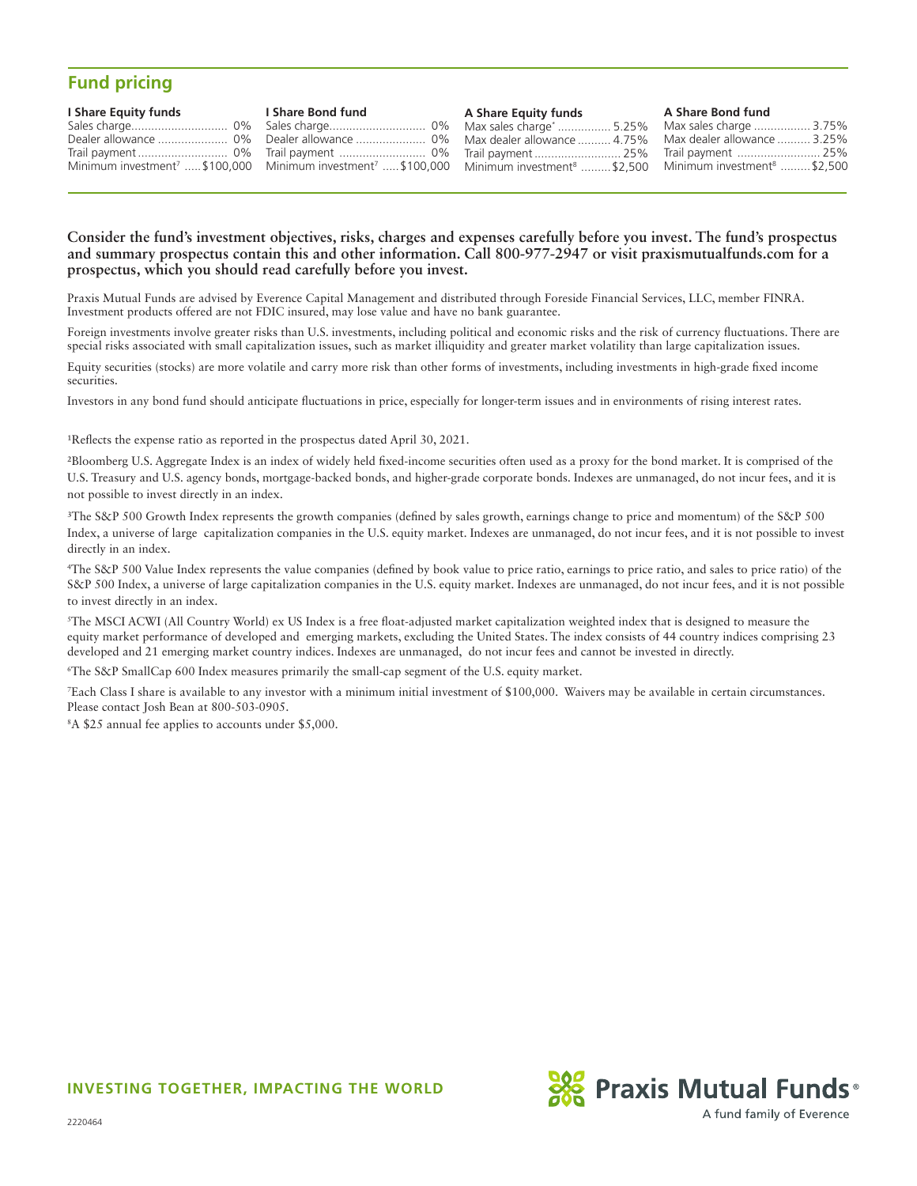## Fund pricing

**I Share Equity funds**

| | |
|---|---|
| Sales charge | 0% |
| Dealer allowance | 0% |
| Trail payment | 0% |
| Minimum investment[7] | $100,000 |

**I Share Bond fund**

| | |
|---|---|
| Sales charge | 0% |
| Dealer allowance | 0% |
| Trail payment | 0% |
| Minimum investment[7] | $100,000 |

**A Share Equity funds**

| | |
|---|---|
| Max sales charge* | 5.25% |
| Max dealer allowance | 4.75% |
| Trail payment | .25% |
| Minimum investment[8] | $2,500 |

**A Share Bond fund**

| | |
|---|---|
| Max sales charge | 3.75% |
| Max dealer allowance | 3.25% |
| Trail payment | .25% |
| Minimum investment[8] | $2,500 |

**Consider the fund's investment objectives, risks, charges and expenses carefully before you invest. The fund's prospectus and summary prospectus contain this and other information. Call 800-977-2947 or visit praxismutualfunds.com for a prospectus, which you should read carefully before you invest.**

Praxis Mutual Funds are advised by Everence Capital Management and distributed through Foreside Financial Services, LLC, member FINRA. Investment products offered are not FDIC insured, may lose value and have no bank guarantee.

Foreign investments involve greater risks than U.S. investments, including political and economic risks and the risk of currency fluctuations. There are special risks associated with small capitalization issues, such as market illiquidity and greater market volatility than large capitalization issues.

Equity securities (stocks) are more volatile and carry more risk than other forms of investments, including investments in high-grade fixed income securities.

Investors in any bond fund should anticipate fluctuations in price, especially for longer-term issues and in environments of rising interest rates.

[1]Reflects the expense ratio as reported in the prospectus dated April 30, 2021.

[2]Bloomberg U.S. Aggregate Index is an index of widely held fixed-income securities often used as a proxy for the bond market. It is comprised of the U.S. Treasury and U.S. agency bonds, mortgage-backed bonds, and higher-grade corporate bonds. Indexes are unmanaged, do not incur fees, and it is not possible to invest directly in an index.

[3]The S&P 500 Growth Index represents the growth companies (defined by sales growth, earnings change to price and momentum) of the S&P 500 Index, a universe of large capitalization companies in the U.S. equity market. Indexes are unmanaged, do not incur fees, and it is not possible to invest directly in an index.

[4]The S&P 500 Value Index represents the value companies (defined by book value to price ratio, earnings to price ratio, and sales to price ratio) of the S&P 500 Index, a universe of large capitalization companies in the U.S. equity market. Indexes are unmanaged, do not incur fees, and it is not possible to invest directly in an index.

[5]The MSCI ACWI (All Country World) ex US Index is a free float-adjusted market capitalization weighted index that is designed to measure the equity market performance of developed and emerging markets, excluding the United States. The index consists of 44 country indices comprising 23 developed and 21 emerging market country indices. Indexes are unmanaged, do not incur fees and cannot be invested in directly.

[6]The S&P SmallCap 600 Index measures primarily the small-cap segment of the U.S. equity market.

[7]Each Class I share is available to any investor with a minimum initial investment of $100,000. Waivers may be available in certain circumstances. Please contact Josh Bean at 800-503-0905.

[8]A $25 annual fee applies to accounts under $5,000.

**INVESTING TOGETHER, IMPACTING THE WORLD**

Praxis Mutual Funds®
A fund family of Everence

2220464